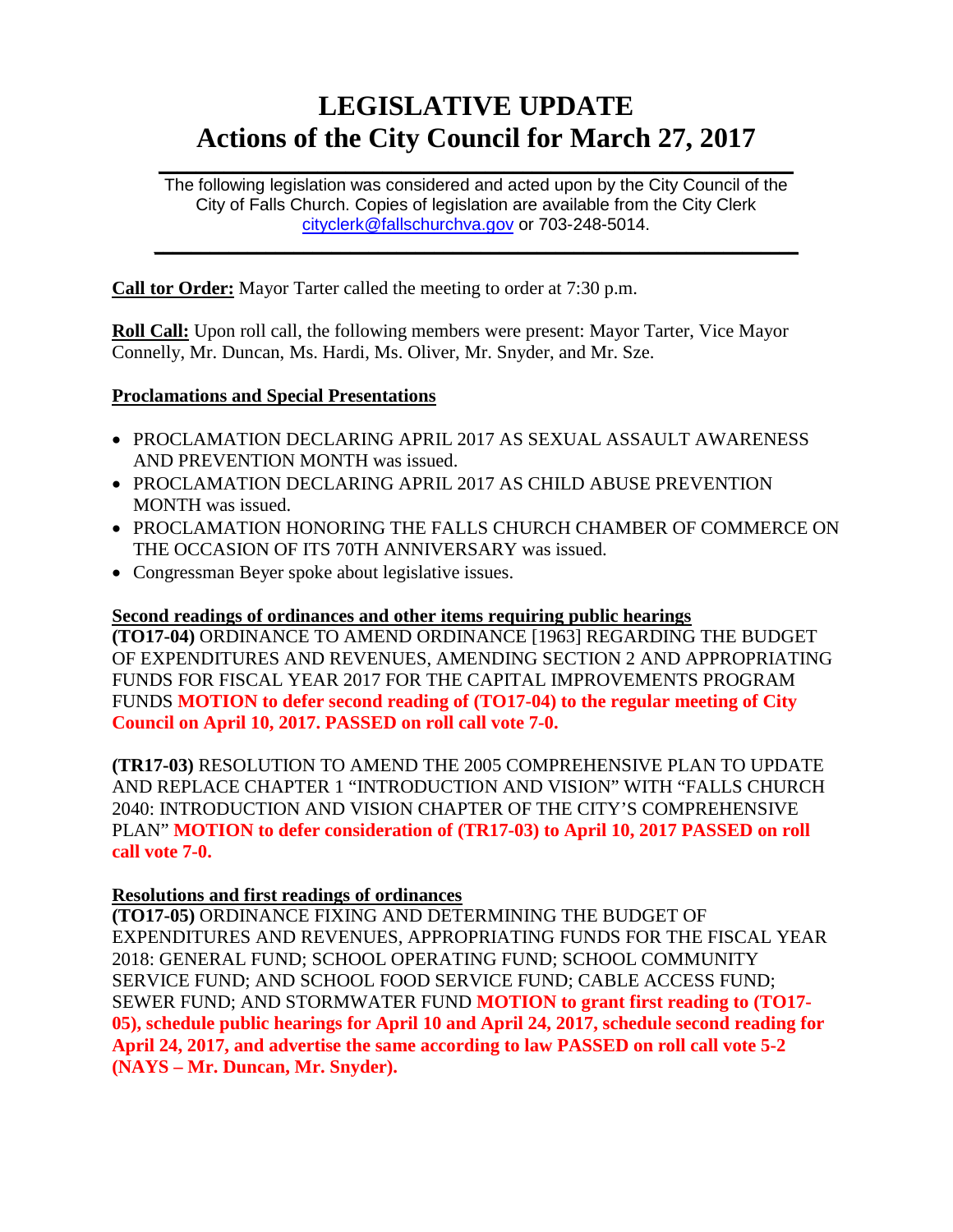# LEGISLATIVE UPDATE
# Actions of the City Council for March 27, 2017

The following legislation was considered and acted upon by the City Council of the City of Falls Church. Copies of legislation are available from the City Clerk cityclerk@fallschurchva.gov or 703-248-5014.

**Call tor Order:** Mayor Tarter called the meeting to order at 7:30 p.m.

**Roll Call:** Upon roll call, the following members were present: Mayor Tarter, Vice Mayor Connelly, Mr. Duncan, Ms. Hardi, Ms. Oliver, Mr. Snyder, and Mr. Sze.

**Proclamations and Special Presentations**

- PROCLAMATION DECLARING APRIL 2017 AS SEXUAL ASSAULT AWARENESS AND PREVENTION MONTH was issued.
- PROCLAMATION DECLARING APRIL 2017 AS CHILD ABUSE PREVENTION MONTH was issued.
- PROCLAMATION HONORING THE FALLS CHURCH CHAMBER OF COMMERCE ON THE OCCASION OF ITS 70TH ANNIVERSARY was issued.
- Congressman Beyer spoke about legislative issues.

**Second readings of ordinances and other items requiring public hearings**

**(TO17-04)** ORDINANCE TO AMEND ORDINANCE [1963] REGARDING THE BUDGET OF EXPENDITURES AND REVENUES, AMENDING SECTION 2 AND APPROPRIATING FUNDS FOR FISCAL YEAR 2017 FOR THE CAPITAL IMPROVEMENTS PROGRAM FUNDS **MOTION to defer second reading of (TO17-04) to the regular meeting of City Council on April 10, 2017. PASSED on roll call vote 7-0.**

**(TR17-03)** RESOLUTION TO AMEND THE 2005 COMPREHENSIVE PLAN TO UPDATE AND REPLACE CHAPTER 1 "INTRODUCTION AND VISION" WITH "FALLS CHURCH 2040: INTRODUCTION AND VISION CHAPTER OF THE CITY'S COMPREHENSIVE PLAN" **MOTION to defer consideration of (TR17-03) to April 10, 2017 PASSED on roll call vote 7-0.**

**Resolutions and first readings of ordinances**

**(TO17-05)** ORDINANCE FIXING AND DETERMINING THE BUDGET OF EXPENDITURES AND REVENUES, APPROPRIATING FUNDS FOR THE FISCAL YEAR 2018: GENERAL FUND; SCHOOL OPERATING FUND; SCHOOL COMMUNITY SERVICE FUND; AND SCHOOL FOOD SERVICE FUND; CABLE ACCESS FUND; SEWER FUND; AND STORMWATER FUND **MOTION to grant first reading to (TO17-05), schedule public hearings for April 10 and April 24, 2017, schedule second reading for April 24, 2017, and advertise the same according to law PASSED on roll call vote 5-2 (NAYS – Mr. Duncan, Mr. Snyder).**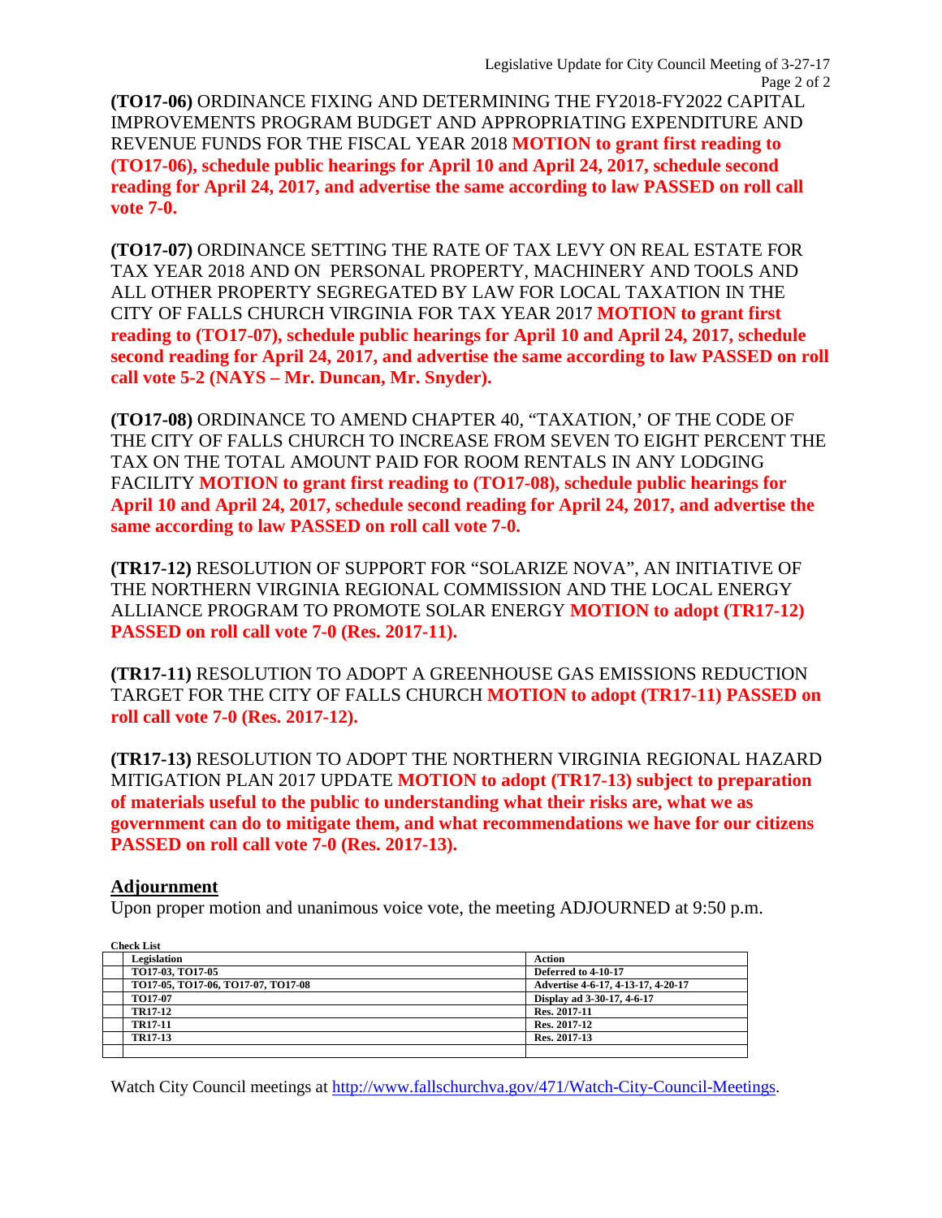**(TO17-06)** ORDINANCE FIXING AND DETERMINING THE FY2018-FY2022 CAPITAL IMPROVEMENTS PROGRAM BUDGET AND APPROPRIATING EXPENDITURE AND REVENUE FUNDS FOR THE FISCAL YEAR 2018 **MOTION to grant first reading to (TO17-06), schedule public hearings for April 10 and April 24, 2017, schedule second reading for April 24, 2017, and advertise the same according to law PASSED on roll call vote 7-0.**

**(TO17-07)** ORDINANCE SETTING THE RATE OF TAX LEVY ON REAL ESTATE FOR TAX YEAR 2018 AND ON PERSONAL PROPERTY, MACHINERY AND TOOLS AND ALL OTHER PROPERTY SEGREGATED BY LAW FOR LOCAL TAXATION IN THE CITY OF FALLS CHURCH VIRGINIA FOR TAX YEAR 2017 **MOTION to grant first reading to (TO17-07), schedule public hearings for April 10 and April 24, 2017, schedule second reading for April 24, 2017, and advertise the same according to law PASSED on roll call vote 5-2 (NAYS – Mr. Duncan, Mr. Snyder).**

**(TO17-08)** ORDINANCE TO AMEND CHAPTER 40, "TAXATION,' OF THE CODE OF THE CITY OF FALLS CHURCH TO INCREASE FROM SEVEN TO EIGHT PERCENT THE TAX ON THE TOTAL AMOUNT PAID FOR ROOM RENTALS IN ANY LODGING FACILITY **MOTION to grant first reading to (TO17-08), schedule public hearings for April 10 and April 24, 2017, schedule second reading for April 24, 2017, and advertise the same according to law PASSED on roll call vote 7-0.**

**(TR17-12)** RESOLUTION OF SUPPORT FOR "SOLARIZE NOVA", AN INITIATIVE OF THE NORTHERN VIRGINIA REGIONAL COMMISSION AND THE LOCAL ENERGY ALLIANCE PROGRAM TO PROMOTE SOLAR ENERGY **MOTION to adopt (TR17-12) PASSED on roll call vote 7-0 (Res. 2017-11).**

**(TR17-11)** RESOLUTION TO ADOPT A GREENHOUSE GAS EMISSIONS REDUCTION TARGET FOR THE CITY OF FALLS CHURCH **MOTION to adopt (TR17-11) PASSED on roll call vote 7-0 (Res. 2017-12).**

**(TR17-13)** RESOLUTION TO ADOPT THE NORTHERN VIRGINIA REGIONAL HAZARD MITIGATION PLAN 2017 UPDATE **MOTION to adopt (TR17-13) subject to preparation of materials useful to the public to understanding what their risks are, what we as government can do to mitigate them, and what recommendations we have for our citizens PASSED on roll call vote 7-0 (Res. 2017-13).**

## Adjournment

Upon proper motion and unanimous voice vote, the meeting ADJOURNED at 9:50 p.m.

**Check List**

| | Legislation | Action |
|---|---|---|
| | TO17-03, TO17-05 | Deferred to 4-10-17 |
| | TO17-05, TO17-06, TO17-07, TO17-08 | Advertise 4-6-17, 4-13-17, 4-20-17 |
| | TO17-07 | Display ad 3-30-17, 4-6-17 |
| | TR17-12 | Res. 2017-11 |
| | TR17-11 | Res. 2017-12 |
| | TR17-13 | Res. 2017-13 |
| | | |

Watch City Council meetings at http://www.fallschurchva.gov/471/Watch-City-Council-Meetings.